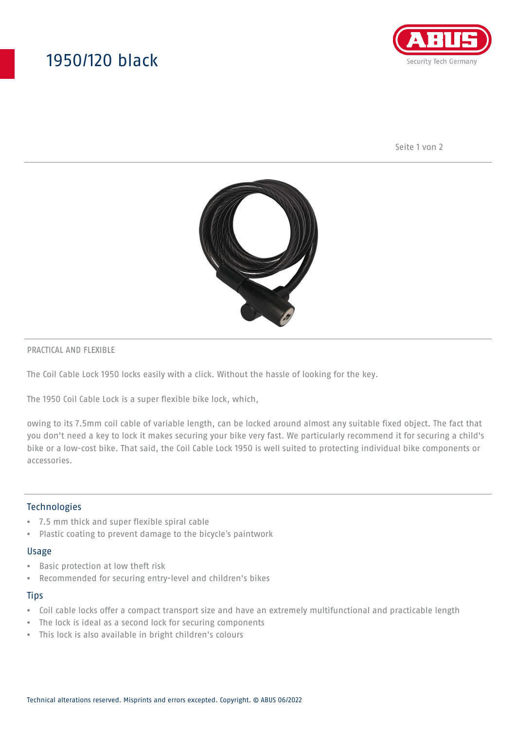# 1950/120 black

PRACTICAL AND FLEXIBLE

The Coil Cable Lock 1950 locks easily with a click. Without the hassle of looking for the key.

The 1950 Coil Cable Lock is a super flexible bike lock, which,

owing to its 7.5mm coil cable of variable length, can be locked around almost any suitable fixed object. The fact that you don't need a key to lock it makes securing your bike very fast. We particularly recommend it for securing a child's bike or a low-cost bike. That said, the Coil Cable Lock 1950 is well suited to protecting individual bike components or accessories.

## Technologies

- 7.5 mm thick and super flexible spiral cable
- Plastic coating to prevent damage to the bicycle's paintwork

## Usage

- Basic protection at low theft risk
- Recommended for securing entry-level and children's bikes

## Tips

- Coil cable locks offer a compact transport size and have an extremely multifunctional and practicable length
- The lock is ideal as a second lock for securing components
- This lock is also available in bright children's colours

Technical alterations reserved. Misprints and errors excepted. Copyright. © ABUS 06/2022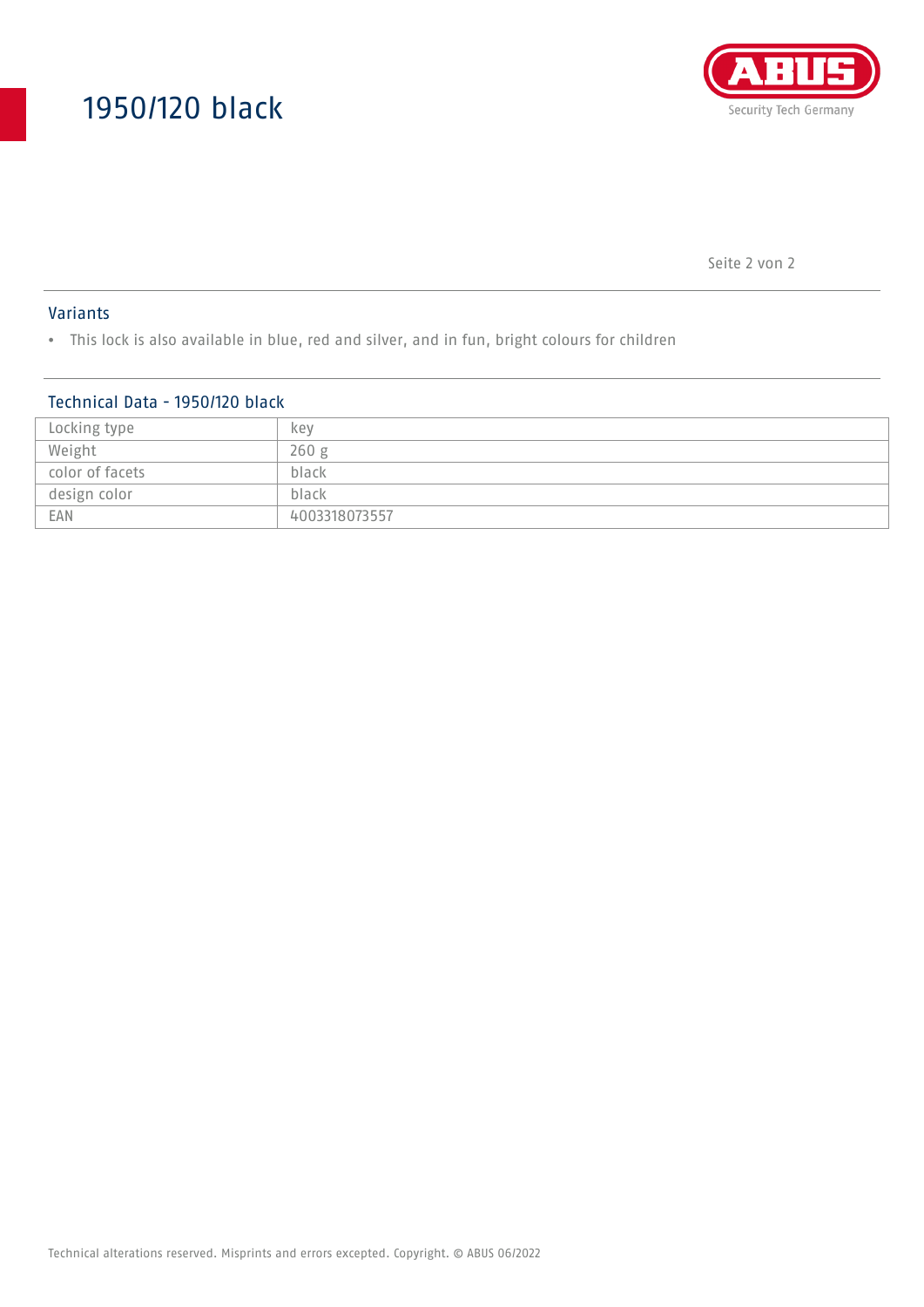## Variants

- This lock is also available in blue, red and silver, and in fun, bright colours for children

## Technical Data - 1950/120 black

| | |
|---|---|
| Locking type | key |
| Weight | 260 g |
| color of facets | black |
| design color | black |
| EAN | 4003318073557 |

Technical alterations reserved. Misprints and errors excepted. Copyright. © ABUS 06/2022